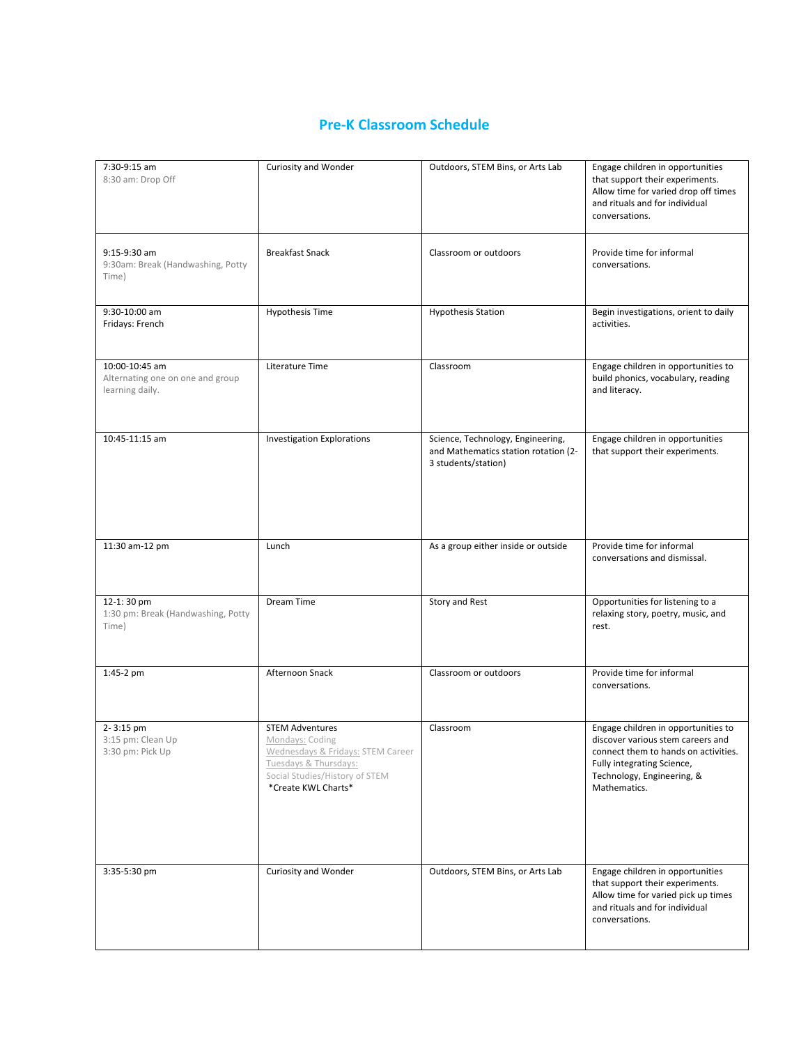# Pre-K Classroom Schedule

| | | | |
|---|---|---|---|
| 7:30-9:15 am<br>8:30 am: Drop Off | Curiosity and Wonder | Outdoors, STEM Bins, or Arts Lab | Engage children in opportunities that support their experiments. Allow time for varied drop off times and rituals and for individual conversations. |
| 9:15-9:30 am<br>9:30am: Break (Handwashing, Potty Time) | Breakfast Snack | Classroom or outdoors | Provide time for informal conversations. |
| 9:30-10:00 am<br>Fridays: French | Hypothesis Time | Hypothesis Station | Begin investigations, orient to daily activities. |
| 10:00-10:45 am<br>Alternating one on one and group learning daily. | Literature Time | Classroom | Engage children in opportunities to build phonics, vocabulary, reading and literacy. |
| 10:45-11:15 am | Investigation Explorations | Science, Technology, Engineering, and Mathematics station rotation (2-3 students/station) | Engage children in opportunities that support their experiments. |
| 11:30 am-12 pm | Lunch | As a group either inside or outside | Provide time for informal conversations and dismissal. |
| 12-1: 30 pm<br>1:30 pm: Break (Handwashing, Potty Time) | Dream Time | Story and Rest | Opportunities for listening to a relaxing story, poetry, music, and rest. |
| 1:45-2 pm | Afternoon Snack | Classroom or outdoors | Provide time for informal conversations. |
| 2- 3:15 pm<br>3:15 pm: Clean Up<br>3:30 pm: Pick Up | STEM Adventures<br>Mondays: Coding<br>Wednesdays & Fridays: STEM Career<br>Tuesdays & Thursdays: Social Studies/History of STEM<br>*Create KWL Charts* | Classroom | Engage children in opportunities to discover various stem careers and connect them to hands on activities. Fully integrating Science, Technology, Engineering, & Mathematics. |
| 3:35-5:30 pm | Curiosity and Wonder | Outdoors, STEM Bins, or Arts Lab | Engage children in opportunities that support their experiments. Allow time for varied pick up times and rituals and for individual conversations. |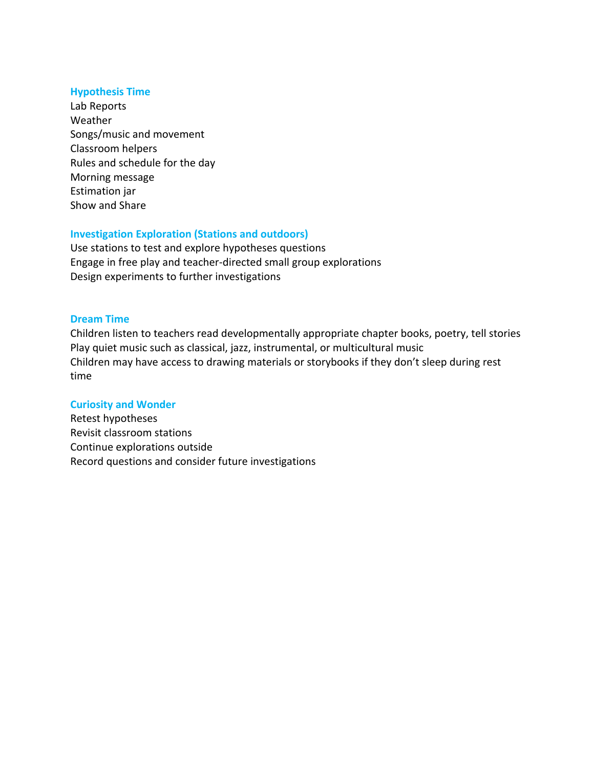### Hypothesis Time

Lab Reports
Weather
Songs/music and movement
Classroom helpers
Rules and schedule for the day
Morning message
Estimation jar
Show and Share

### Investigation Exploration (Stations and outdoors)

Use stations to test and explore hypotheses questions
Engage in free play and teacher-directed small group explorations
Design experiments to further investigations

### Dream Time

Children listen to teachers read developmentally appropriate chapter books, poetry, tell stories
Play quiet music such as classical, jazz, instrumental, or multicultural music
Children may have access to drawing materials or storybooks if they don't sleep during rest time

### Curiosity and Wonder

Retest hypotheses
Revisit classroom stations
Continue explorations outside
Record questions and consider future investigations